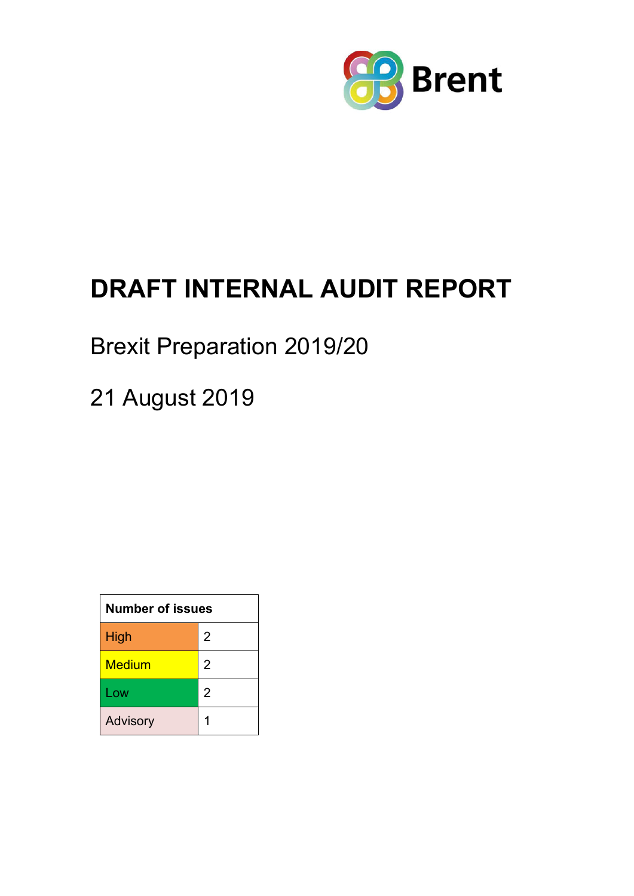Brent

# DRAFT INTERNAL AUDIT REPORT

Brexit Preparation 2019/20

21 August 2019

| Number of issues | |
|---|---|
| High | 2 |
| Medium | 2 |
| Low | 2 |
| Advisory | 1 |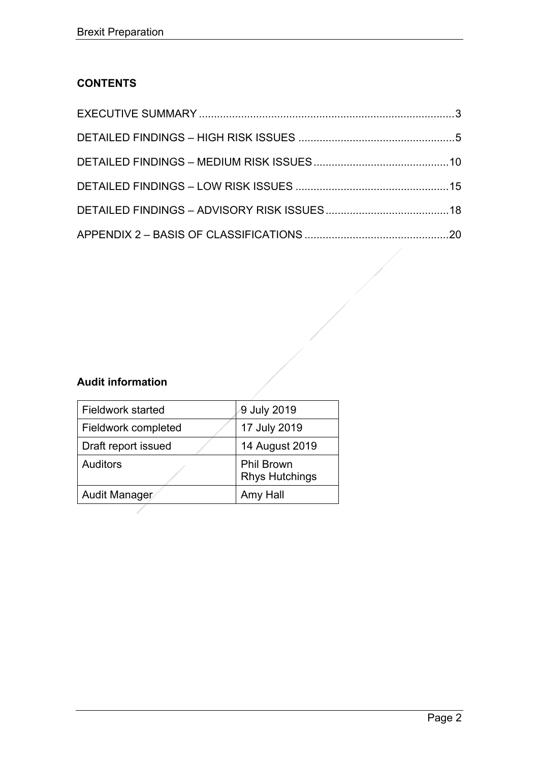## CONTENTS

EXECUTIVE SUMMARY .................................................................................... 3

DETAILED FINDINGS – HIGH RISK ISSUES .................................................... 5

DETAILED FINDINGS – MEDIUM RISK ISSUES ............................................ 10

DETAILED FINDINGS – LOW RISK ISSUES .................................................. 15

DETAILED FINDINGS – ADVISORY RISK ISSUES ........................................ 18

APPENDIX 2 – BASIS OF CLASSIFICATIONS ................................................ 20

## Audit information

| Fieldwork started | 9 July 2019 |
|---|---|
| Fieldwork completed | 17 July 2019 |
| Draft report issued | 14 August 2019 |
| Auditors | Phil Brown<br>Rhys Hutchings |
| Audit Manager | Amy Hall |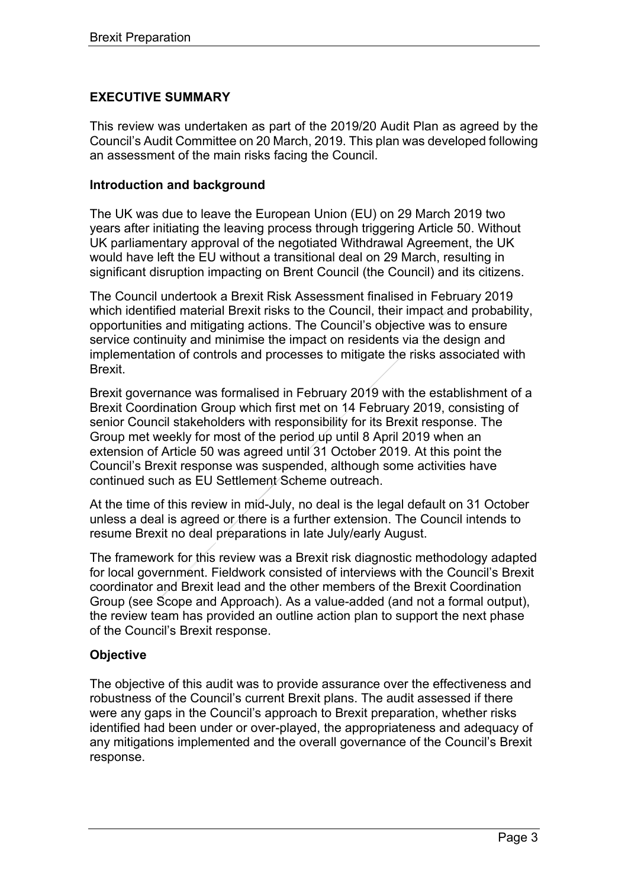## EXECUTIVE SUMMARY

This review was undertaken as part of the 2019/20 Audit Plan as agreed by the Council's Audit Committee on 20 March, 2019. This plan was developed following an assessment of the main risks facing the Council.

### Introduction and background

The UK was due to leave the European Union (EU) on 29 March 2019 two years after initiating the leaving process through triggering Article 50. Without UK parliamentary approval of the negotiated Withdrawal Agreement, the UK would have left the EU without a transitional deal on 29 March, resulting in significant disruption impacting on Brent Council (the Council) and its citizens.

The Council undertook a Brexit Risk Assessment finalised in February 2019 which identified material Brexit risks to the Council, their impact and probability, opportunities and mitigating actions. The Council's objective was to ensure service continuity and minimise the impact on residents via the design and implementation of controls and processes to mitigate the risks associated with Brexit.

Brexit governance was formalised in February 2019 with the establishment of a Brexit Coordination Group which first met on 14 February 2019, consisting of senior Council stakeholders with responsibility for its Brexit response. The Group met weekly for most of the period up until 8 April 2019 when an extension of Article 50 was agreed until 31 October 2019. At this point the Council's Brexit response was suspended, although some activities have continued such as EU Settlement Scheme outreach.

At the time of this review in mid-July, no deal is the legal default on 31 October unless a deal is agreed or there is a further extension. The Council intends to resume Brexit no deal preparations in late July/early August.

The framework for this review was a Brexit risk diagnostic methodology adapted for local government. Fieldwork consisted of interviews with the Council's Brexit coordinator and Brexit lead and the other members of the Brexit Coordination Group (see Scope and Approach). As a value-added (and not a formal output), the review team has provided an outline action plan to support the next phase of the Council's Brexit response.

### Objective

The objective of this audit was to provide assurance over the effectiveness and robustness of the Council's current Brexit plans. The audit assessed if there were any gaps in the Council's approach to Brexit preparation, whether risks identified had been under or over-played, the appropriateness and adequacy of any mitigations implemented and the overall governance of the Council's Brexit response.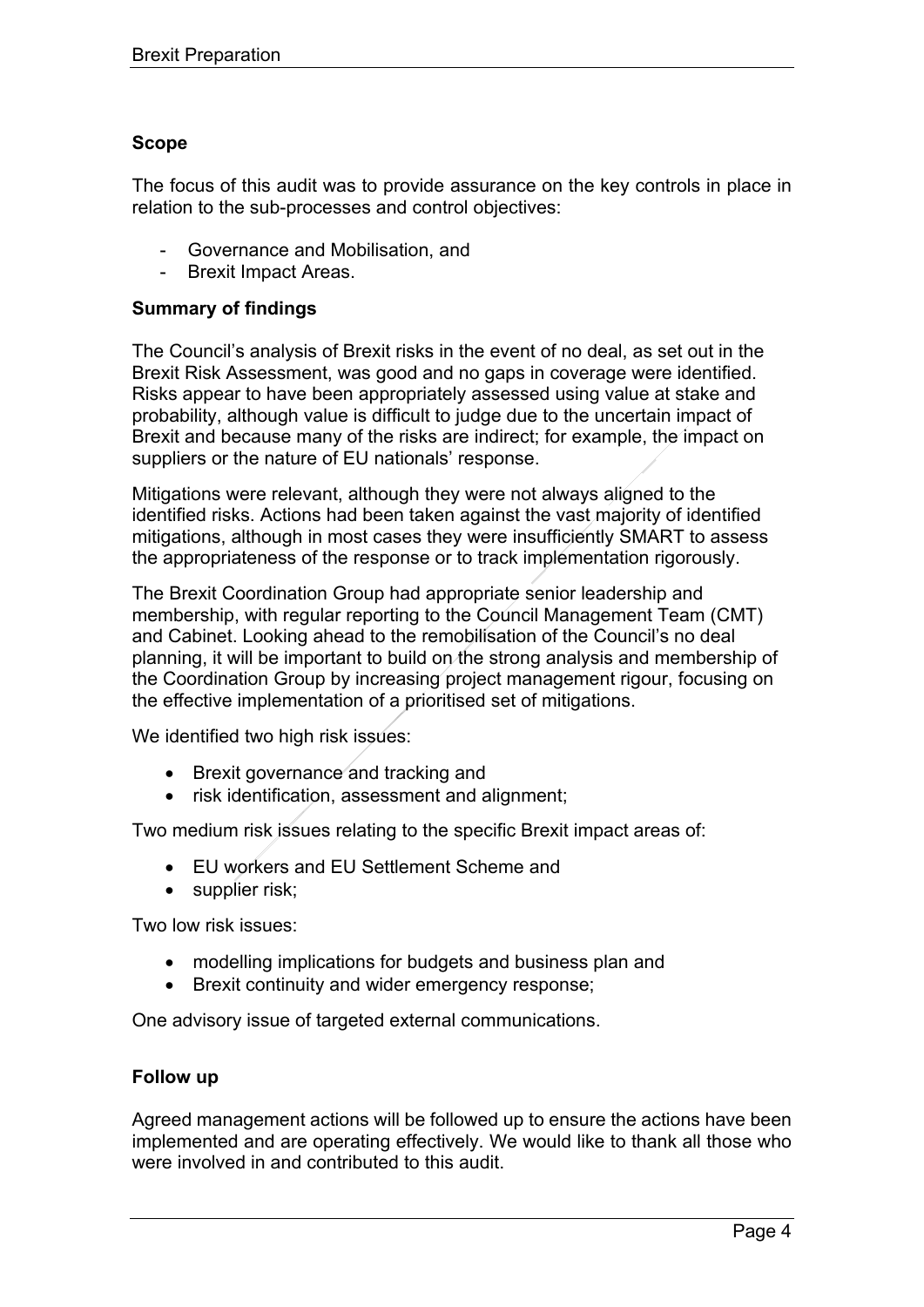### Scope

The focus of this audit was to provide assurance on the key controls in place in relation to the sub-processes and control objectives:

- Governance and Mobilisation, and
- Brexit Impact Areas.

### Summary of findings

The Council's analysis of Brexit risks in the event of no deal, as set out in the Brexit Risk Assessment, was good and no gaps in coverage were identified. Risks appear to have been appropriately assessed using value at stake and probability, although value is difficult to judge due to the uncertain impact of Brexit and because many of the risks are indirect; for example, the impact on suppliers or the nature of EU nationals' response.

Mitigations were relevant, although they were not always aligned to the identified risks. Actions had been taken against the vast majority of identified mitigations, although in most cases they were insufficiently SMART to assess the appropriateness of the response or to track implementation rigorously.

The Brexit Coordination Group had appropriate senior leadership and membership, with regular reporting to the Council Management Team (CMT) and Cabinet. Looking ahead to the remobilisation of the Council's no deal planning, it will be important to build on the strong analysis and membership of the Coordination Group by increasing project management rigour, focusing on the effective implementation of a prioritised set of mitigations.

We identified two high risk issues:

- Brexit governance and tracking and
- risk identification, assessment and alignment;

Two medium risk issues relating to the specific Brexit impact areas of:

- EU workers and EU Settlement Scheme and
- supplier risk;

Two low risk issues:

- modelling implications for budgets and business plan and
- Brexit continuity and wider emergency response;

One advisory issue of targeted external communications.

### Follow up

Agreed management actions will be followed up to ensure the actions have been implemented and are operating effectively. We would like to thank all those who were involved in and contributed to this audit.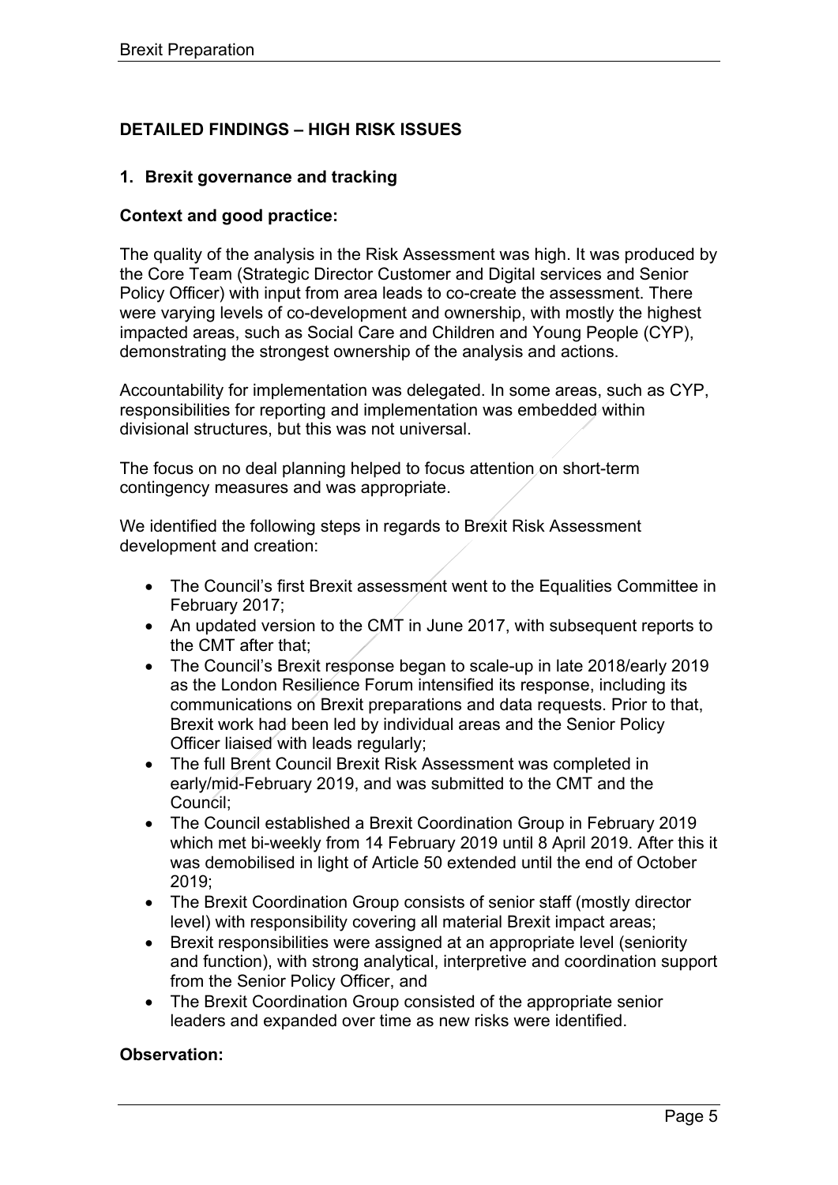## DETAILED FINDINGS – HIGH RISK ISSUES

### 1. Brexit governance and tracking

**Context and good practice:**

The quality of the analysis in the Risk Assessment was high. It was produced by the Core Team (Strategic Director Customer and Digital services and Senior Policy Officer) with input from area leads to co-create the assessment. There were varying levels of co-development and ownership, with mostly the highest impacted areas, such as Social Care and Children and Young People (CYP), demonstrating the strongest ownership of the analysis and actions.

Accountability for implementation was delegated. In some areas, such as CYP, responsibilities for reporting and implementation was embedded within divisional structures, but this was not universal.

The focus on no deal planning helped to focus attention on short-term contingency measures and was appropriate.

We identified the following steps in regards to Brexit Risk Assessment development and creation:

- The Council's first Brexit assessment went to the Equalities Committee in February 2017;
- An updated version to the CMT in June 2017, with subsequent reports to the CMT after that;
- The Council's Brexit response began to scale-up in late 2018/early 2019 as the London Resilience Forum intensified its response, including its communications on Brexit preparations and data requests. Prior to that, Brexit work had been led by individual areas and the Senior Policy Officer liaised with leads regularly;
- The full Brent Council Brexit Risk Assessment was completed in early/mid-February 2019, and was submitted to the CMT and the Council;
- The Council established a Brexit Coordination Group in February 2019 which met bi-weekly from 14 February 2019 until 8 April 2019. After this it was demobilised in light of Article 50 extended until the end of October 2019;
- The Brexit Coordination Group consists of senior staff (mostly director level) with responsibility covering all material Brexit impact areas;
- Brexit responsibilities were assigned at an appropriate level (seniority and function), with strong analytical, interpretive and coordination support from the Senior Policy Officer, and
- The Brexit Coordination Group consisted of the appropriate senior leaders and expanded over time as new risks were identified.

**Observation:**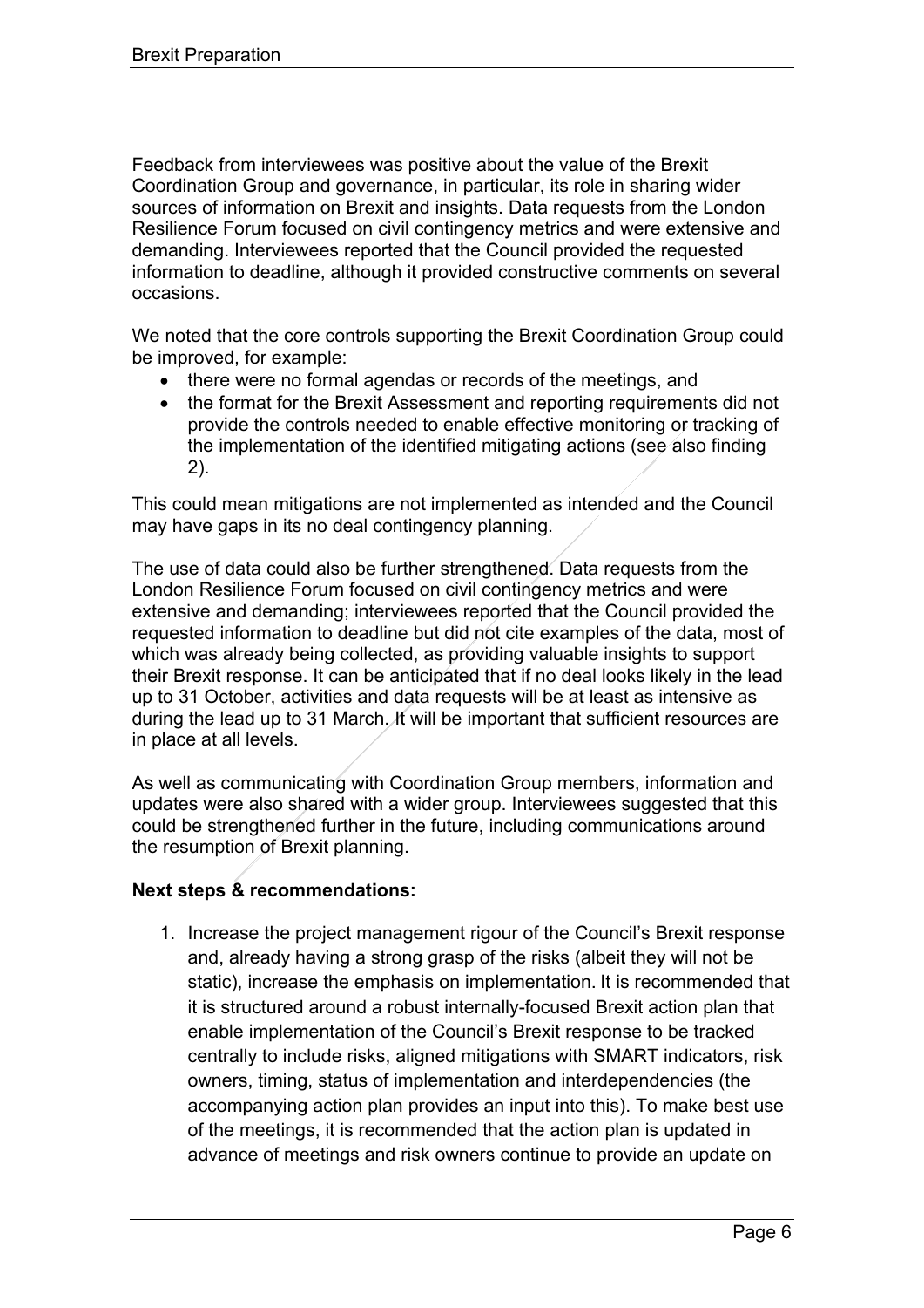Feedback from interviewees was positive about the value of the Brexit Coordination Group and governance, in particular, its role in sharing wider sources of information on Brexit and insights. Data requests from the London Resilience Forum focused on civil contingency metrics and were extensive and demanding. Interviewees reported that the Council provided the requested information to deadline, although it provided constructive comments on several occasions.

We noted that the core controls supporting the Brexit Coordination Group could be improved, for example:

- there were no formal agendas or records of the meetings, and
- the format for the Brexit Assessment and reporting requirements did not provide the controls needed to enable effective monitoring or tracking of the implementation of the identified mitigating actions (see also finding 2).

This could mean mitigations are not implemented as intended and the Council may have gaps in its no deal contingency planning.

The use of data could also be further strengthened. Data requests from the London Resilience Forum focused on civil contingency metrics and were extensive and demanding; interviewees reported that the Council provided the requested information to deadline but did not cite examples of the data, most of which was already being collected, as providing valuable insights to support their Brexit response. It can be anticipated that if no deal looks likely in the lead up to 31 October, activities and data requests will be at least as intensive as during the lead up to 31 March. It will be important that sufficient resources are in place at all levels.

As well as communicating with Coordination Group members, information and updates were also shared with a wider group. Interviewees suggested that this could be strengthened further in the future, including communications around the resumption of Brexit planning.

**Next steps & recommendations:**

1. Increase the project management rigour of the Council's Brexit response and, already having a strong grasp of the risks (albeit they will not be static), increase the emphasis on implementation. It is recommended that it is structured around a robust internally-focused Brexit action plan that enable implementation of the Council's Brexit response to be tracked centrally to include risks, aligned mitigations with SMART indicators, risk owners, timing, status of implementation and interdependencies (the accompanying action plan provides an input into this). To make best use of the meetings, it is recommended that the action plan is updated in advance of meetings and risk owners continue to provide an update on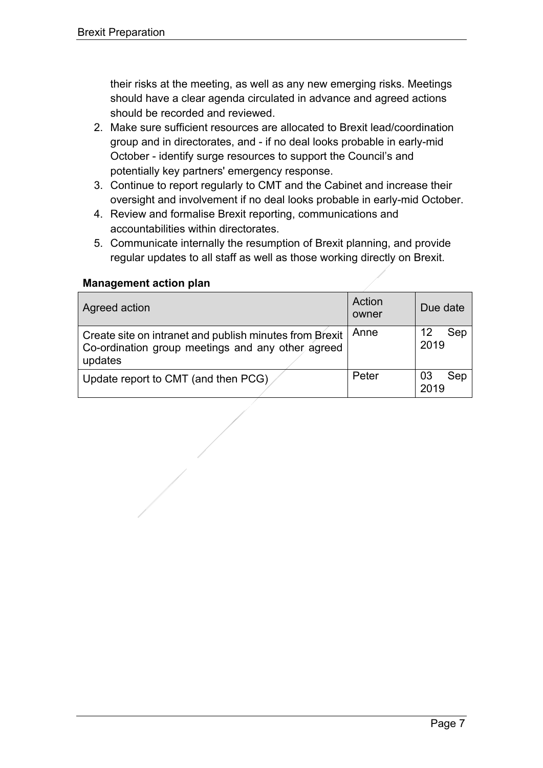their risks at the meeting, as well as any new emerging risks. Meetings should have a clear agenda circulated in advance and agreed actions should be recorded and reviewed.

2. Make sure sufficient resources are allocated to Brexit lead/coordination group and in directorates, and - if no deal looks probable in early-mid October - identify surge resources to support the Council's and potentially key partners' emergency response.
3. Continue to report regularly to CMT and the Cabinet and increase their oversight and involvement if no deal looks probable in early-mid October.
4. Review and formalise Brexit reporting, communications and accountabilities within directorates.
5. Communicate internally the resumption of Brexit planning, and provide regular updates to all staff as well as those working directly on Brexit.

**Management action plan**

| Agreed action | Action owner | Due date |
| --- | --- | --- |
| Create site on intranet and publish minutes from Brexit Co-ordination group meetings and any other agreed updates | Anne | 12 Sep 2019 |
| Update report to CMT (and then PCG) | Peter | 03 Sep 2019 |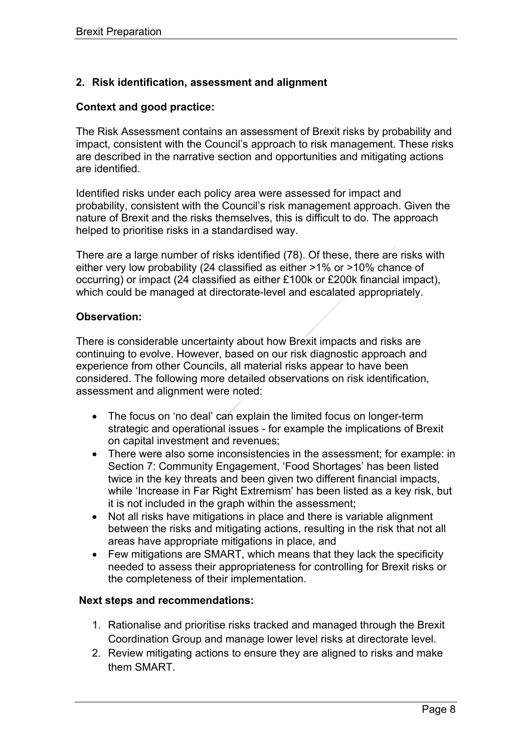## 2. Risk identification, assessment and alignment

**Context and good practice:**

The Risk Assessment contains an assessment of Brexit risks by probability and impact, consistent with the Council's approach to risk management. These risks are described in the narrative section and opportunities and mitigating actions are identified.

Identified risks under each policy area were assessed for impact and probability, consistent with the Council's risk management approach. Given the nature of Brexit and the risks themselves, this is difficult to do. The approach helped to prioritise risks in a standardised way.

There are a large number of risks identified (78). Of these, there are risks with either very low probability (24 classified as either >1% or >10% chance of occurring) or impact (24 classified as either £100k or £200k financial impact), which could be managed at directorate-level and escalated appropriately.

**Observation:**

There is considerable uncertainty about how Brexit impacts and risks are continuing to evolve. However, based on our risk diagnostic approach and experience from other Councils, all material risks appear to have been considered. The following more detailed observations on risk identification, assessment and alignment were noted:

- The focus on 'no deal' can explain the limited focus on longer-term strategic and operational issues - for example the implications of Brexit on capital investment and revenues;
- There were also some inconsistencies in the assessment; for example: in Section 7: Community Engagement, 'Food Shortages' has been listed twice in the key threats and been given two different financial impacts, while 'Increase in Far Right Extremism' has been listed as a key risk, but it is not included in the graph within the assessment;
- Not all risks have mitigations in place and there is variable alignment between the risks and mitigating actions, resulting in the risk that not all areas have appropriate mitigations in place, and
- Few mitigations are SMART, which means that they lack the specificity needed to assess their appropriateness for controlling for Brexit risks or the completeness of their implementation.

**Next steps and recommendations:**

1. Rationalise and prioritise risks tracked and managed through the Brexit Coordination Group and manage lower level risks at directorate level.
2. Review mitigating actions to ensure they are aligned to risks and make them SMART.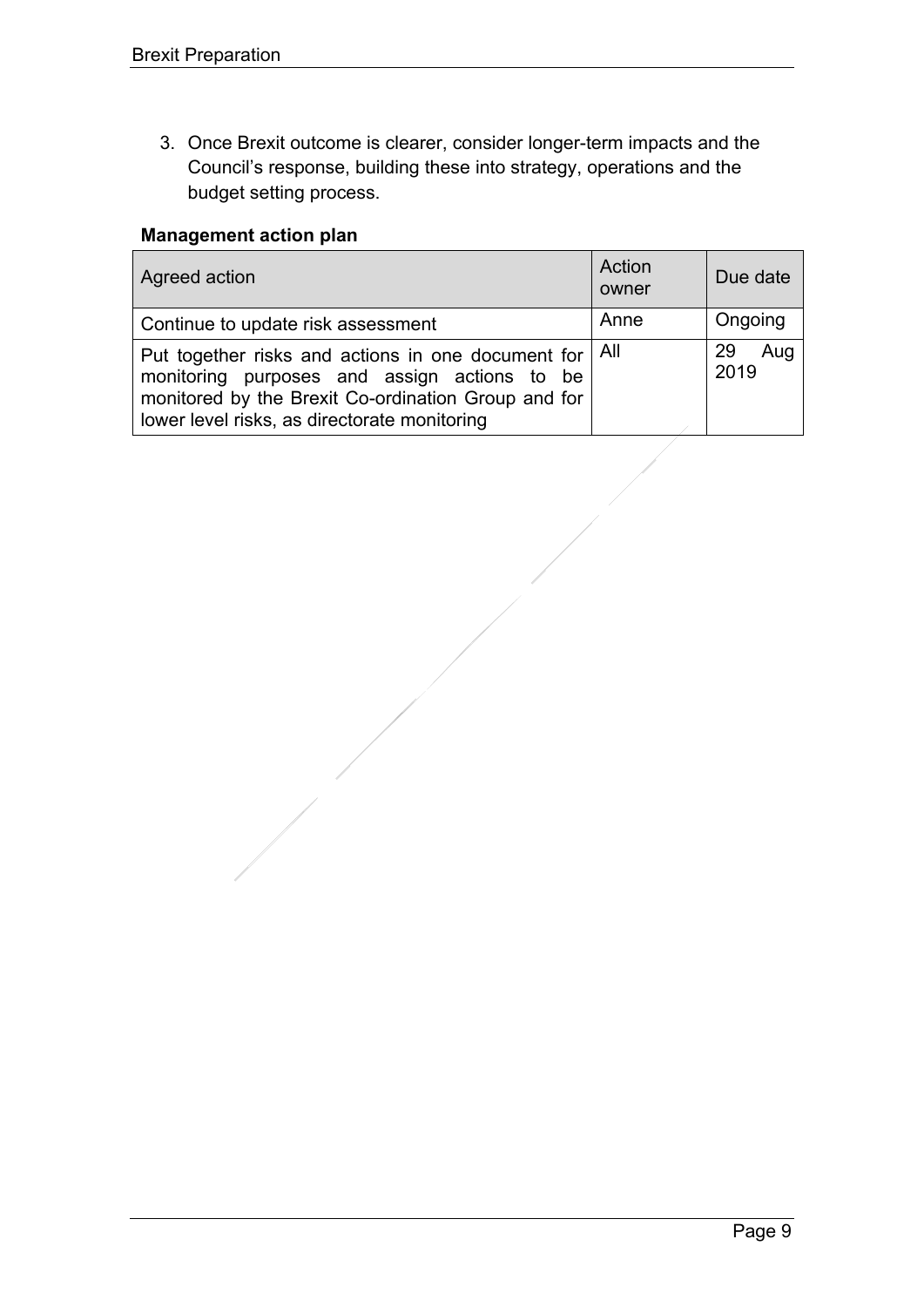3. Once Brexit outcome is clearer, consider longer-term impacts and the Council's response, building these into strategy, operations and the budget setting process.

**Management action plan**

| Agreed action | Action owner | Due date |
| --- | --- | --- |
| Continue to update risk assessment | Anne | Ongoing |
| Put together risks and actions in one document for monitoring purposes and assign actions to be monitored by the Brexit Co-ordination Group and for lower level risks, as directorate monitoring | All | 29 Aug 2019 |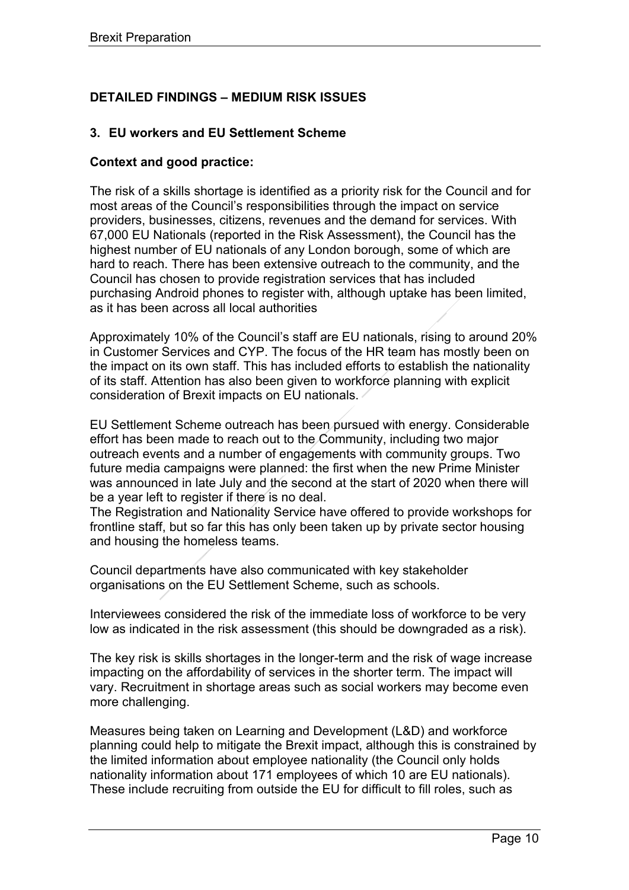## DETAILED FINDINGS – MEDIUM RISK ISSUES

### 3. EU workers and EU Settlement Scheme

**Context and good practice:**

The risk of a skills shortage is identified as a priority risk for the Council and for most areas of the Council's responsibilities through the impact on service providers, businesses, citizens, revenues and the demand for services. With 67,000 EU Nationals (reported in the Risk Assessment), the Council has the highest number of EU nationals of any London borough, some of which are hard to reach. There has been extensive outreach to the community, and the Council has chosen to provide registration services that has included purchasing Android phones to register with, although uptake has been limited, as it has been across all local authorities

Approximately 10% of the Council's staff are EU nationals, rising to around 20% in Customer Services and CYP. The focus of the HR team has mostly been on the impact on its own staff. This has included efforts to establish the nationality of its staff. Attention has also been given to workforce planning with explicit consideration of Brexit impacts on EU nationals.

EU Settlement Scheme outreach has been pursued with energy. Considerable effort has been made to reach out to the Community, including two major outreach events and a number of engagements with community groups. Two future media campaigns were planned: the first when the new Prime Minister was announced in late July and the second at the start of 2020 when there will be a year left to register if there is no deal.
The Registration and Nationality Service have offered to provide workshops for frontline staff, but so far this has only been taken up by private sector housing and housing the homeless teams.

Council departments have also communicated with key stakeholder organisations on the EU Settlement Scheme, such as schools.

Interviewees considered the risk of the immediate loss of workforce to be very low as indicated in the risk assessment (this should be downgraded as a risk).

The key risk is skills shortages in the longer-term and the risk of wage increase impacting on the affordability of services in the shorter term. The impact will vary. Recruitment in shortage areas such as social workers may become even more challenging.

Measures being taken on Learning and Development (L&D) and workforce planning could help to mitigate the Brexit impact, although this is constrained by the limited information about employee nationality (the Council only holds nationality information about 171 employees of which 10 are EU nationals). These include recruiting from outside the EU for difficult to fill roles, such as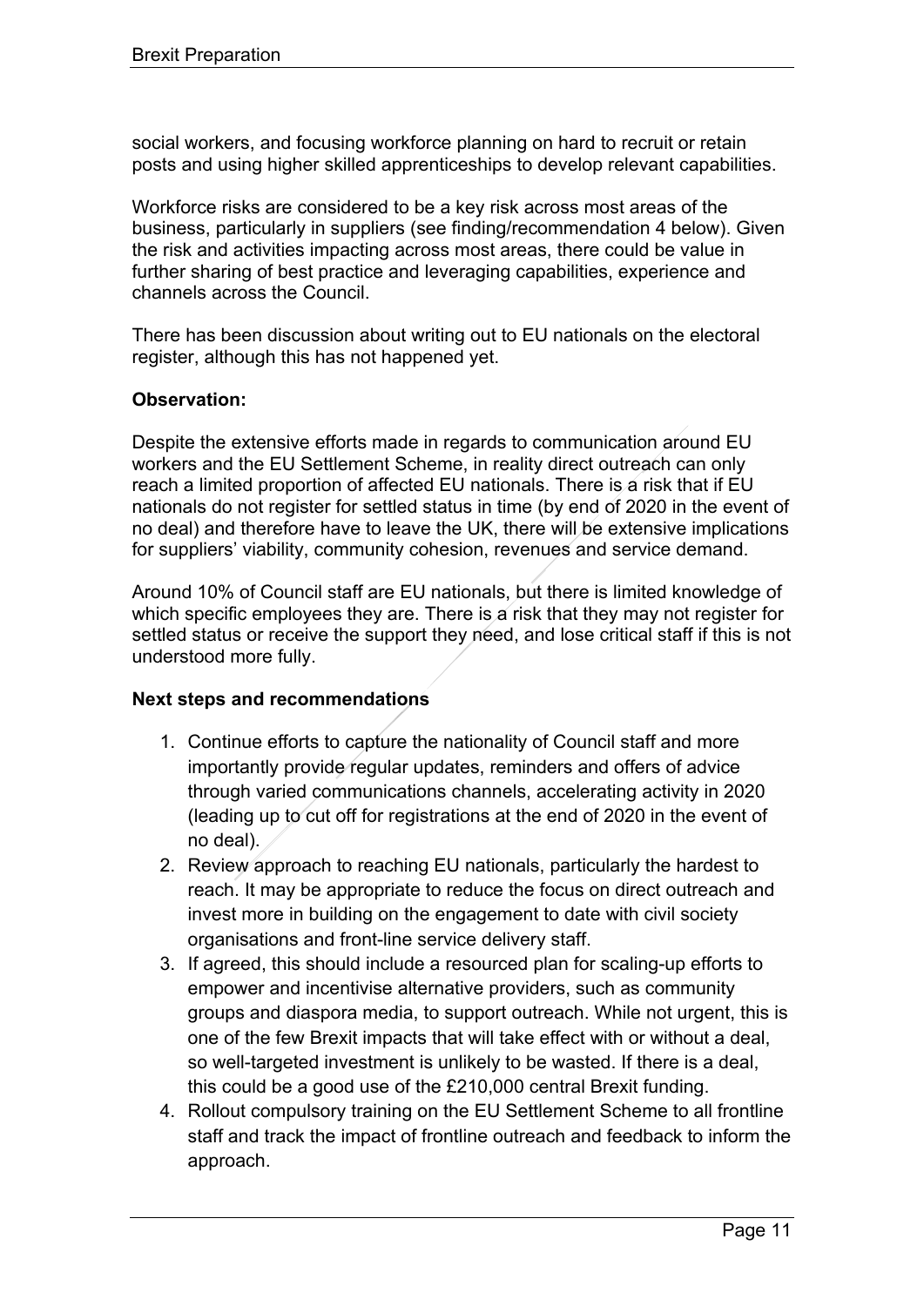social workers, and focusing workforce planning on hard to recruit or retain posts and using higher skilled apprenticeships to develop relevant capabilities.

Workforce risks are considered to be a key risk across most areas of the business, particularly in suppliers (see finding/recommendation 4 below). Given the risk and activities impacting across most areas, there could be value in further sharing of best practice and leveraging capabilities, experience and channels across the Council.

There has been discussion about writing out to EU nationals on the electoral register, although this has not happened yet.

**Observation:**

Despite the extensive efforts made in regards to communication around EU workers and the EU Settlement Scheme, in reality direct outreach can only reach a limited proportion of affected EU nationals. There is a risk that if EU nationals do not register for settled status in time (by end of 2020 in the event of no deal) and therefore have to leave the UK, there will be extensive implications for suppliers' viability, community cohesion, revenues and service demand.

Around 10% of Council staff are EU nationals, but there is limited knowledge of which specific employees they are. There is a risk that they may not register for settled status or receive the support they need, and lose critical staff if this is not understood more fully.

**Next steps and recommendations**

1. Continue efforts to capture the nationality of Council staff and more importantly provide regular updates, reminders and offers of advice through varied communications channels, accelerating activity in 2020 (leading up to cut off for registrations at the end of 2020 in the event of no deal).
2. Review approach to reaching EU nationals, particularly the hardest to reach. It may be appropriate to reduce the focus on direct outreach and invest more in building on the engagement to date with civil society organisations and front-line service delivery staff.
3. If agreed, this should include a resourced plan for scaling-up efforts to empower and incentivise alternative providers, such as community groups and diaspora media, to support outreach. While not urgent, this is one of the few Brexit impacts that will take effect with or without a deal, so well-targeted investment is unlikely to be wasted. If there is a deal, this could be a good use of the £210,000 central Brexit funding.
4. Rollout compulsory training on the EU Settlement Scheme to all frontline staff and track the impact of frontline outreach and feedback to inform the approach.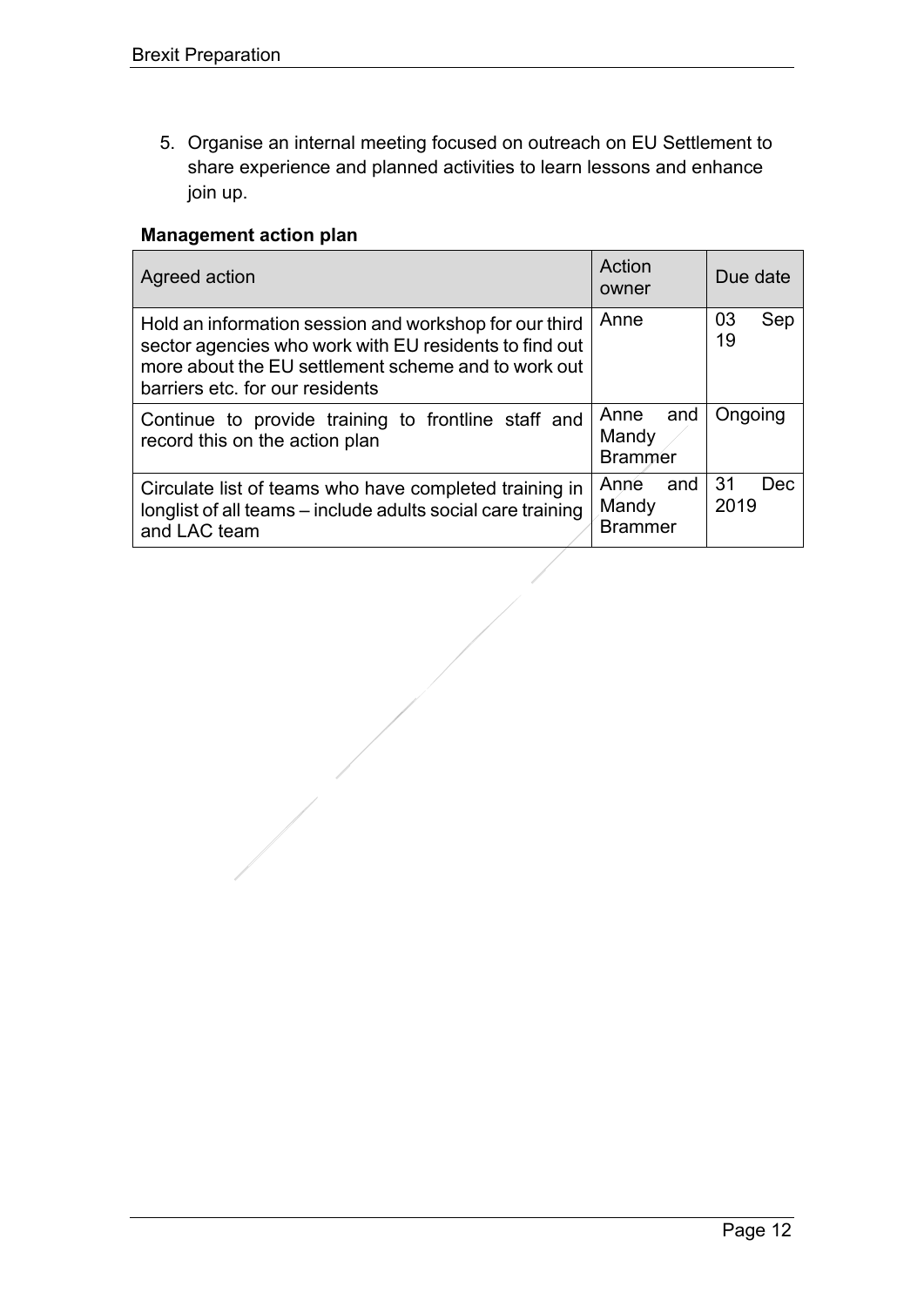5. Organise an internal meeting focused on outreach on EU Settlement to share experience and planned activities to learn lessons and enhance join up.

**Management action plan**

| Agreed action | Action owner | Due date |
|---|---|---|
| Hold an information session and workshop for our third sector agencies who work with EU residents to find out more about the EU settlement scheme and to work out barriers etc. for our residents | Anne | 03 Sep 19 |
| Continue to provide training to frontline staff and record this on the action plan | Anne and Mandy Brammer | Ongoing |
| Circulate list of teams who have completed training in longlist of all teams – include adults social care training and LAC team | Anne and Mandy Brammer | 31 Dec 2019 |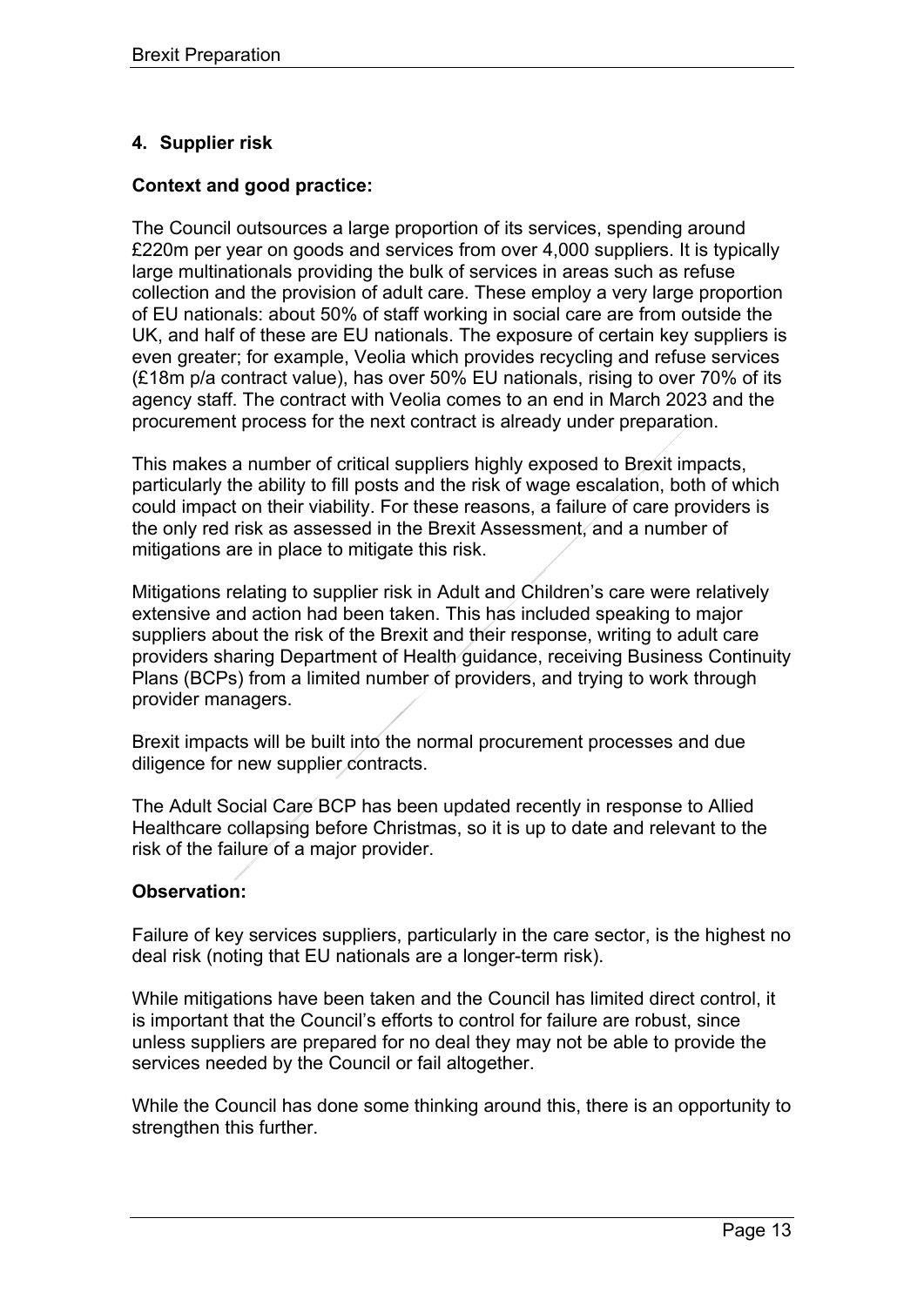## 4. Supplier risk

**Context and good practice:**

The Council outsources a large proportion of its services, spending around £220m per year on goods and services from over 4,000 suppliers. It is typically large multinationals providing the bulk of services in areas such as refuse collection and the provision of adult care. These employ a very large proportion of EU nationals: about 50% of staff working in social care are from outside the UK, and half of these are EU nationals. The exposure of certain key suppliers is even greater; for example, Veolia which provides recycling and refuse services (£18m p/a contract value), has over 50% EU nationals, rising to over 70% of its agency staff. The contract with Veolia comes to an end in March 2023 and the procurement process for the next contract is already under preparation.

This makes a number of critical suppliers highly exposed to Brexit impacts, particularly the ability to fill posts and the risk of wage escalation, both of which could impact on their viability. For these reasons, a failure of care providers is the only red risk as assessed in the Brexit Assessment, and a number of mitigations are in place to mitigate this risk.

Mitigations relating to supplier risk in Adult and Children's care were relatively extensive and action had been taken. This has included speaking to major suppliers about the risk of the Brexit and their response, writing to adult care providers sharing Department of Health guidance, receiving Business Continuity Plans (BCPs) from a limited number of providers, and trying to work through provider managers.

Brexit impacts will be built into the normal procurement processes and due diligence for new supplier contracts.

The Adult Social Care BCP has been updated recently in response to Allied Healthcare collapsing before Christmas, so it is up to date and relevant to the risk of the failure of a major provider.

**Observation:**

Failure of key services suppliers, particularly in the care sector, is the highest no deal risk (noting that EU nationals are a longer-term risk).

While mitigations have been taken and the Council has limited direct control, it is important that the Council's efforts to control for failure are robust, since unless suppliers are prepared for no deal they may not be able to provide the services needed by the Council or fail altogether.

While the Council has done some thinking around this, there is an opportunity to strengthen this further.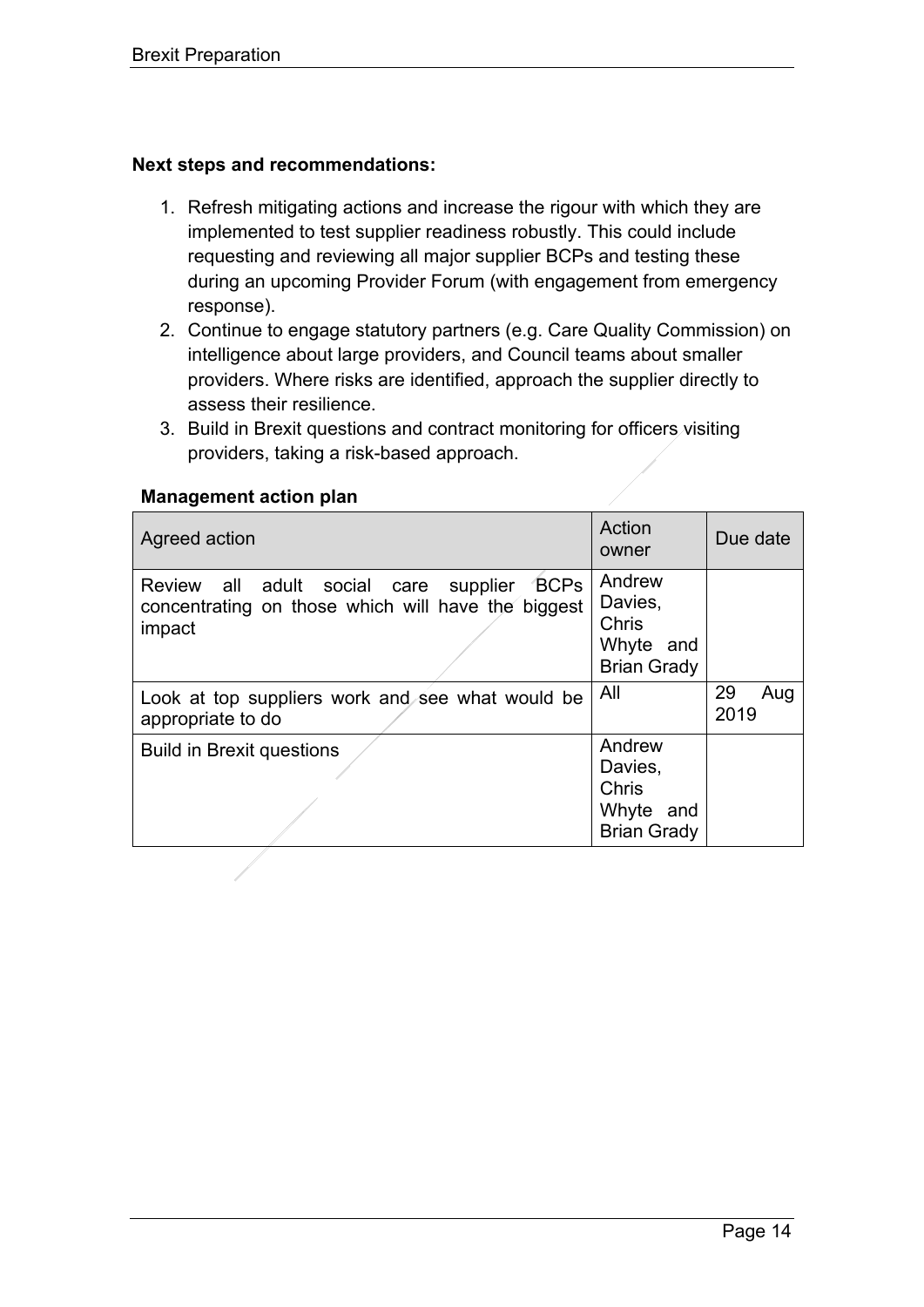**Next steps and recommendations:**

1. Refresh mitigating actions and increase the rigour with which they are implemented to test supplier readiness robustly. This could include requesting and reviewing all major supplier BCPs and testing these during an upcoming Provider Forum (with engagement from emergency response).
2. Continue to engage statutory partners (e.g. Care Quality Commission) on intelligence about large providers, and Council teams about smaller providers. Where risks are identified, approach the supplier directly to assess their resilience.
3. Build in Brexit questions and contract monitoring for officers visiting providers, taking a risk-based approach.

**Management action plan**

| Agreed action | Action owner | Due date |
|---|---|---|
| Review all adult social care supplier BCPs concentrating on those which will have the biggest impact | Andrew Davies, Chris Whyte and Brian Grady | |
| Look at top suppliers work and see what would be appropriate to do | All | 29 Aug 2019 |
| Build in Brexit questions | Andrew Davies, Chris Whyte and Brian Grady | |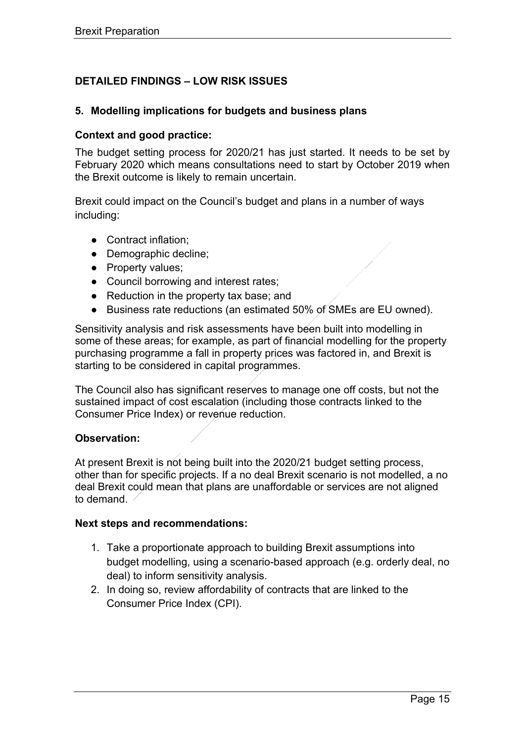## DETAILED FINDINGS – LOW RISK ISSUES

### 5. Modelling implications for budgets and business plans

**Context and good practice:**

The budget setting process for 2020/21 has just started. It needs to be set by February 2020 which means consultations need to start by October 2019 when the Brexit outcome is likely to remain uncertain.

Brexit could impact on the Council's budget and plans in a number of ways including:

- Contract inflation;
- Demographic decline;
- Property values;
- Council borrowing and interest rates;
- Reduction in the property tax base; and
- Business rate reductions (an estimated 50% of SMEs are EU owned).

Sensitivity analysis and risk assessments have been built into modelling in some of these areas; for example, as part of financial modelling for the property purchasing programme a fall in property prices was factored in, and Brexit is starting to be considered in capital programmes.

The Council also has significant reserves to manage one off costs, but not the sustained impact of cost escalation (including those contracts linked to the Consumer Price Index) or revenue reduction.

**Observation:**

At present Brexit is not being built into the 2020/21 budget setting process, other than for specific projects. If a no deal Brexit scenario is not modelled, a no deal Brexit could mean that plans are unaffordable or services are not aligned to demand.

**Next steps and recommendations:**

1. Take a proportionate approach to building Brexit assumptions into budget modelling, using a scenario-based approach (e.g. orderly deal, no deal) to inform sensitivity analysis.
2. In doing so, review affordability of contracts that are linked to the Consumer Price Index (CPI).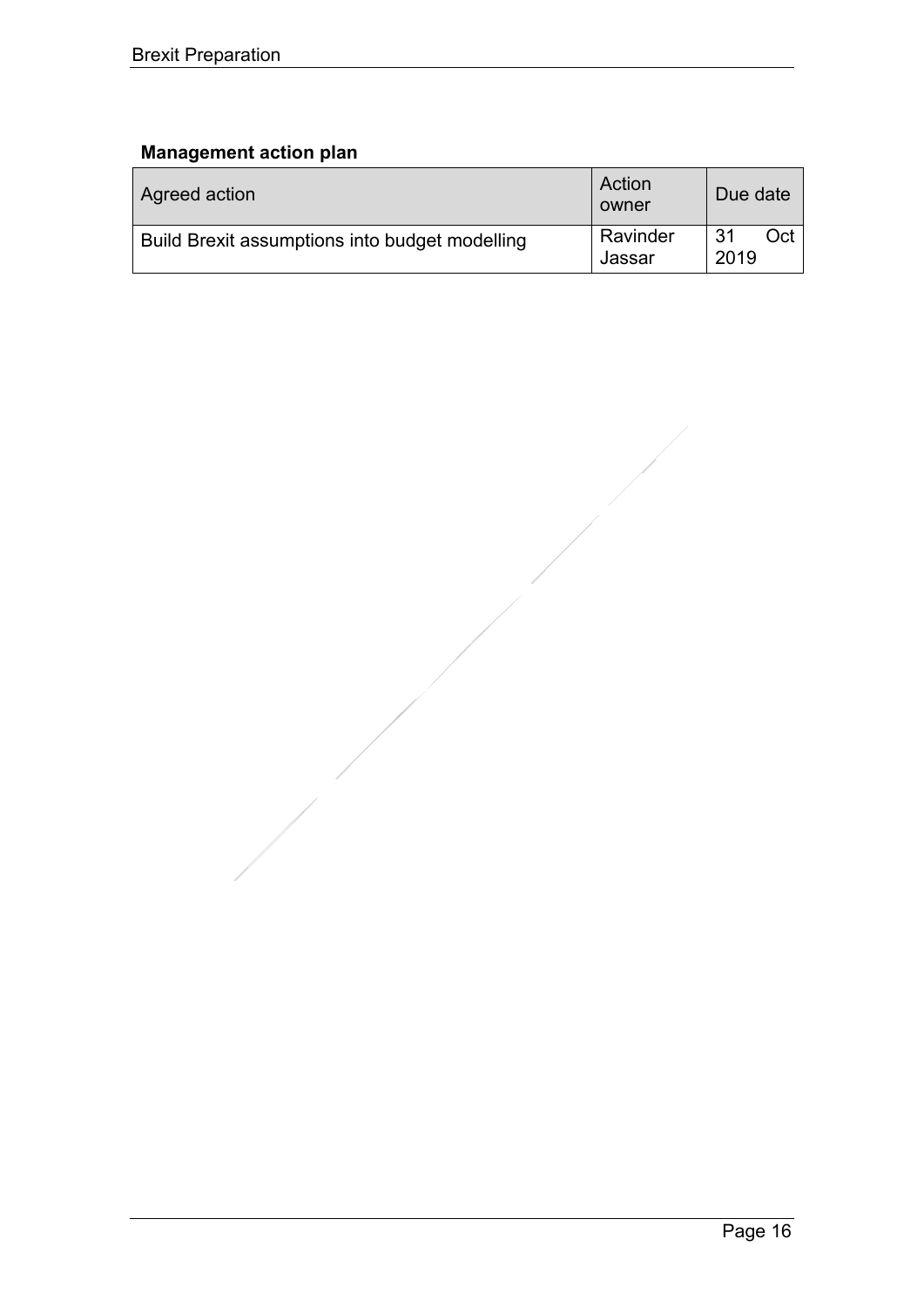**Management action plan**

| Agreed action | Action owner | Due date |
| --- | --- | --- |
| Build Brexit assumptions into budget modelling | Ravinder Jassar | 31 Oct 2019 |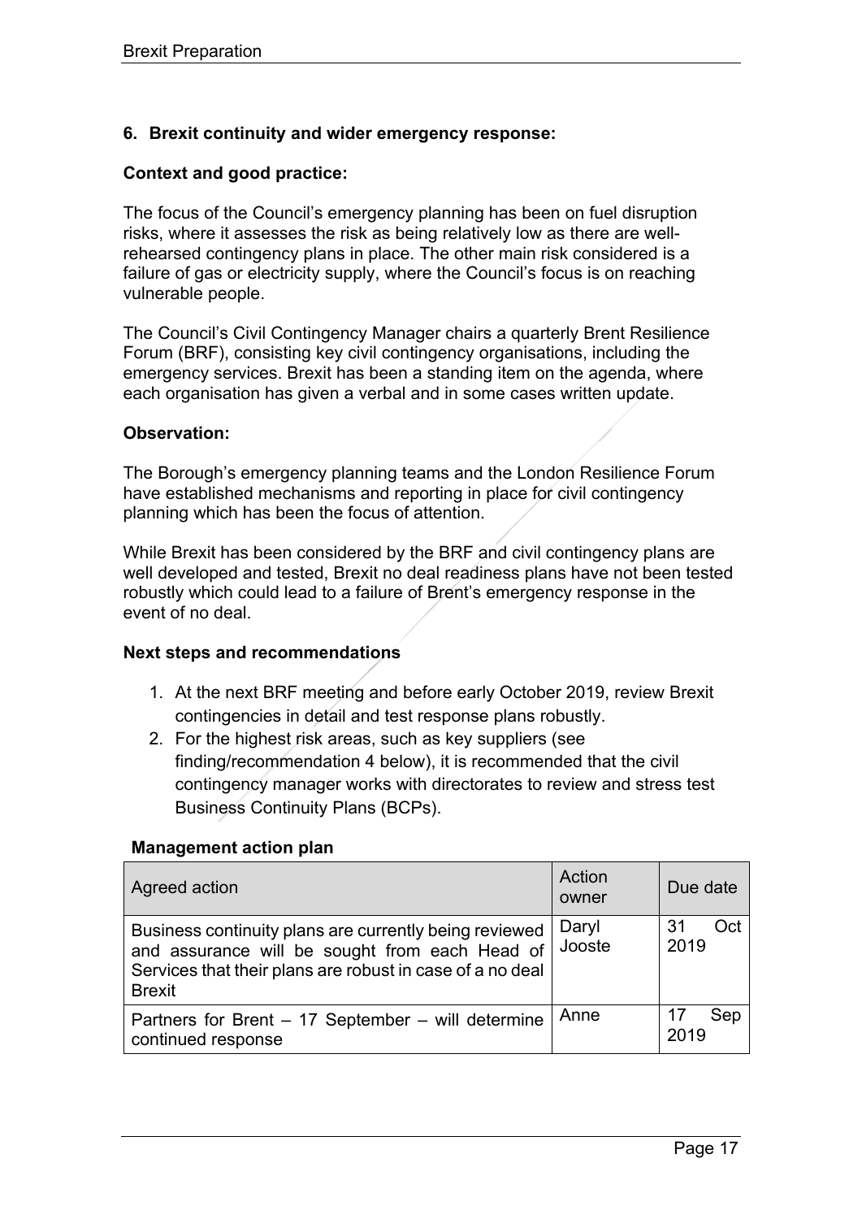## 6. Brexit continuity and wider emergency response:

**Context and good practice:**

The focus of the Council's emergency planning has been on fuel disruption risks, where it assesses the risk as being relatively low as there are well-rehearsed contingency plans in place. The other main risk considered is a failure of gas or electricity supply, where the Council's focus is on reaching vulnerable people.

The Council's Civil Contingency Manager chairs a quarterly Brent Resilience Forum (BRF), consisting key civil contingency organisations, including the emergency services. Brexit has been a standing item on the agenda, where each organisation has given a verbal and in some cases written update.

**Observation:**

The Borough's emergency planning teams and the London Resilience Forum have established mechanisms and reporting in place for civil contingency planning which has been the focus of attention.

While Brexit has been considered by the BRF and civil contingency plans are well developed and tested, Brexit no deal readiness plans have not been tested robustly which could lead to a failure of Brent's emergency response in the event of no deal.

**Next steps and recommendations**

1. At the next BRF meeting and before early October 2019, review Brexit contingencies in detail and test response plans robustly.
2. For the highest risk areas, such as key suppliers (see finding/recommendation 4 below), it is recommended that the civil contingency manager works with directorates to review and stress test Business Continuity Plans (BCPs).

**Management action plan**

| Agreed action | Action owner | Due date |
|---|---|---|
| Business continuity plans are currently being reviewed and assurance will be sought from each Head of Services that their plans are robust in case of a no deal Brexit | Daryl Jooste | 31 Oct 2019 |
| Partners for Brent – 17 September – will determine continued response | Anne | 17 Sep 2019 |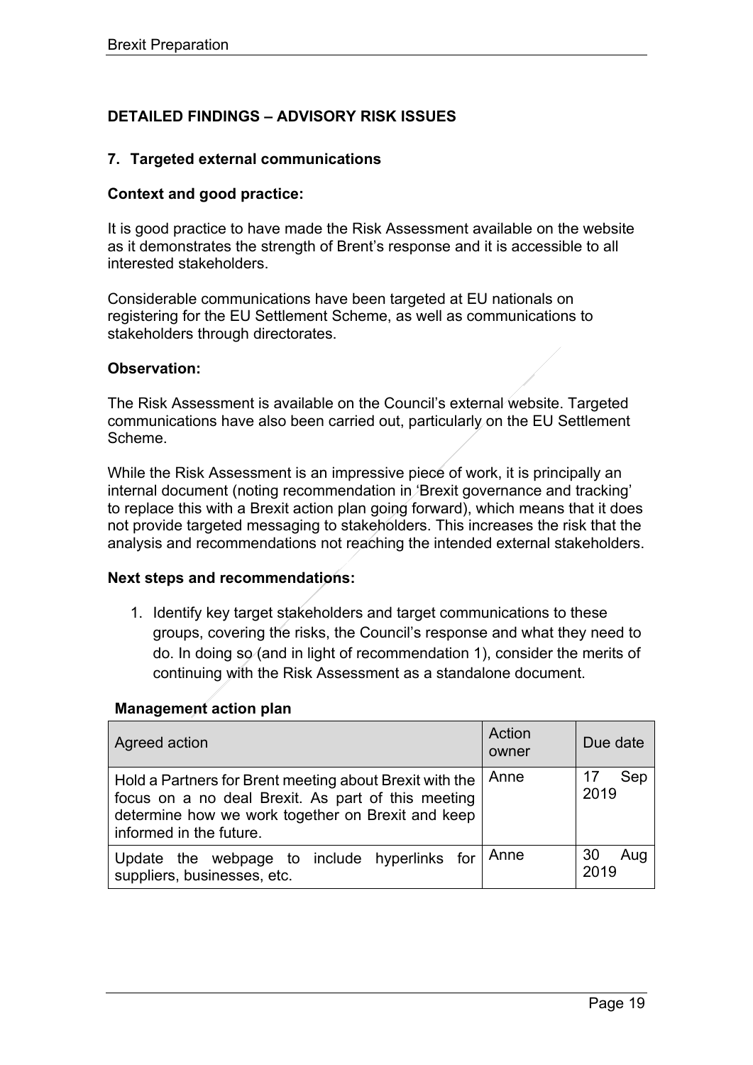## DETAILED FINDINGS – ADVISORY RISK ISSUES

### 7. Targeted external communications

**Context and good practice:**

It is good practice to have made the Risk Assessment available on the website as it demonstrates the strength of Brent's response and it is accessible to all interested stakeholders.

Considerable communications have been targeted at EU nationals on registering for the EU Settlement Scheme, as well as communications to stakeholders through directorates.

**Observation:**

The Risk Assessment is available on the Council's external website. Targeted communications have also been carried out, particularly on the EU Settlement Scheme.

While the Risk Assessment is an impressive piece of work, it is principally an internal document (noting recommendation in 'Brexit governance and tracking' to replace this with a Brexit action plan going forward), which means that it does not provide targeted messaging to stakeholders. This increases the risk that the analysis and recommendations not reaching the intended external stakeholders.

**Next steps and recommendations:**

1. Identify key target stakeholders and target communications to these groups, covering the risks, the Council's response and what they need to do. In doing so (and in light of recommendation 1), consider the merits of continuing with the Risk Assessment as a standalone document.

**Management action plan**

| Agreed action | Action owner | Due date |
|---|---|---|
| Hold a Partners for Brent meeting about Brexit with the focus on a no deal Brexit. As part of this meeting determine how we work together on Brexit and keep informed in the future. | Anne | 17 Sep 2019 |
| Update the webpage to include hyperlinks for suppliers, businesses, etc. | Anne | 30 Aug 2019 |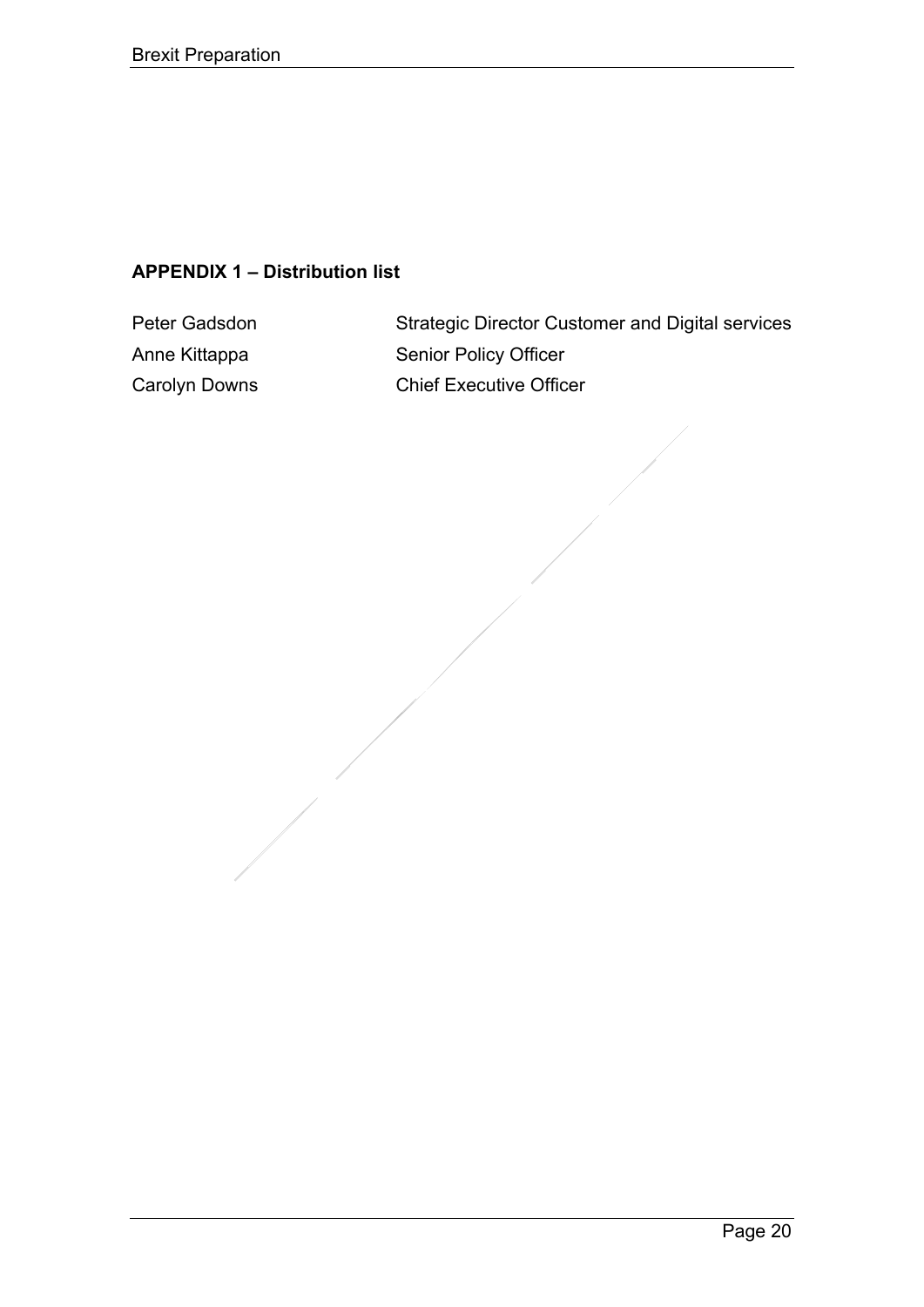### APPENDIX 1 – Distribution list

| | |
|---|---|
| Peter Gadsdon | Strategic Director Customer and Digital services |
| Anne Kittappa | Senior Policy Officer |
| Carolyn Downs | Chief Executive Officer |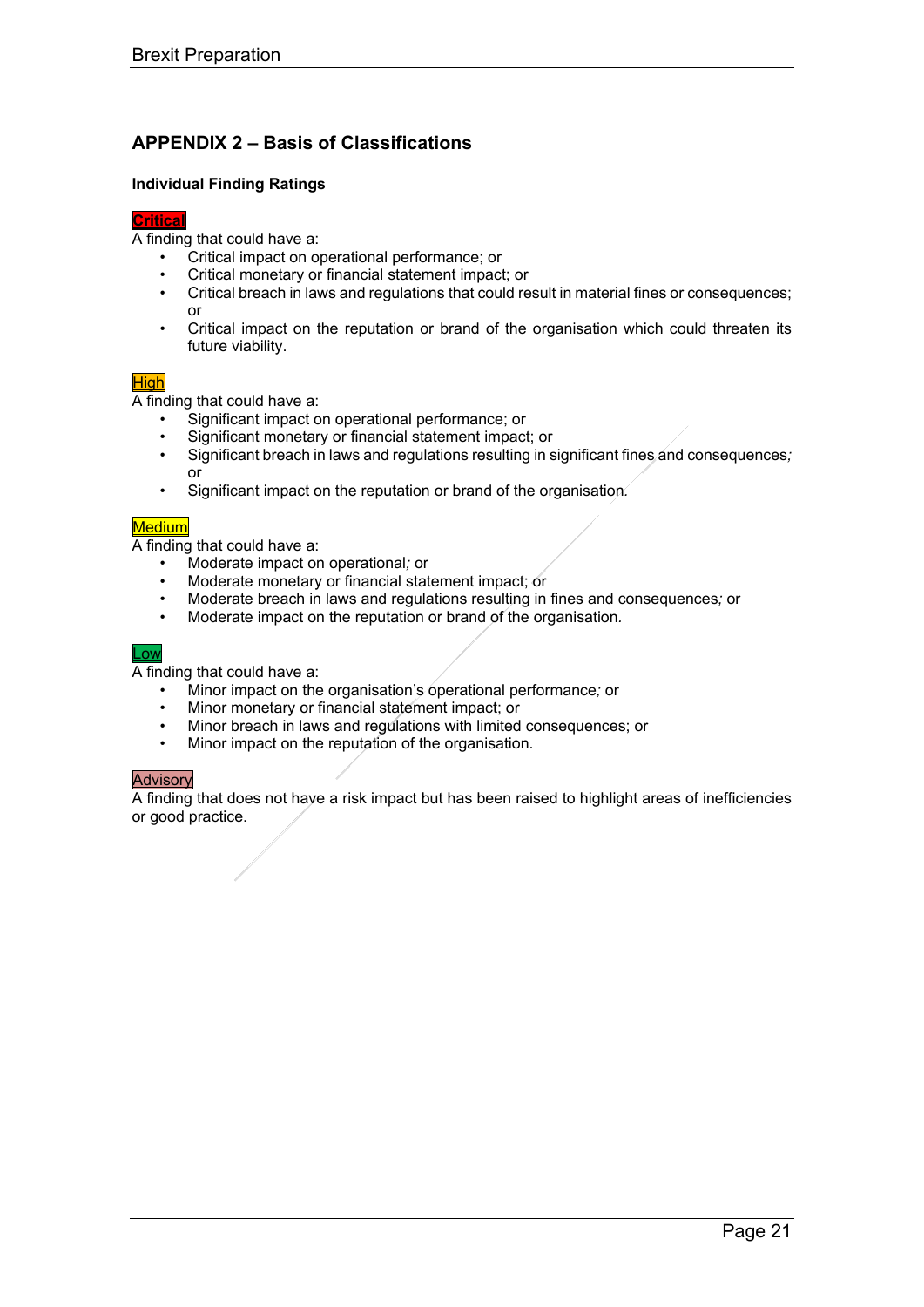## APPENDIX 2 – Basis of Classifications

### Individual Finding Ratings

**Critical**

A finding that could have a:

- Critical impact on operational performance; or
- Critical monetary or financial statement impact; or
- Critical breach in laws and regulations that could result in material fines or consequences; or
- Critical impact on the reputation or brand of the organisation which could threaten its future viability.

**High**

A finding that could have a:

- Significant impact on operational performance; or
- Significant monetary or financial statement impact; or
- Significant breach in laws and regulations resulting in significant fines and consequences; or
- Significant impact on the reputation or brand of the organisation.

**Medium**

A finding that could have a:

- Moderate impact on operational; or
- Moderate monetary or financial statement impact; or
- Moderate breach in laws and regulations resulting in fines and consequences; or
- Moderate impact on the reputation or brand of the organisation.

**Low**

A finding that could have a:

- Minor impact on the organisation's operational performance; or
- Minor monetary or financial statement impact; or
- Minor breach in laws and regulations with limited consequences; or
- Minor impact on the reputation of the organisation.

**Advisory**

A finding that does not have a risk impact but has been raised to highlight areas of inefficiencies or good practice.